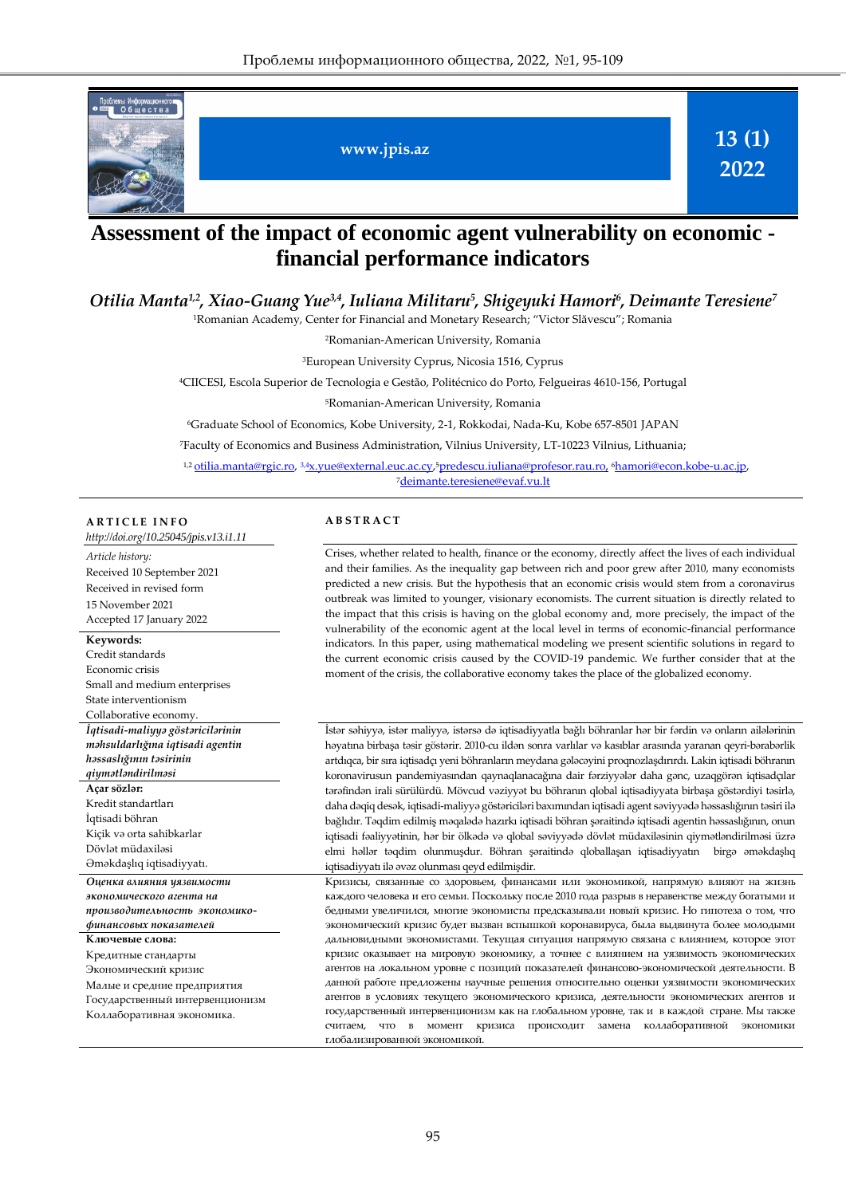www.jpis.az

13 (1) 2022

# Assessment of the impact of economic agent vulnerability on economic - financial performance indicators

**Otilia Manta[1,2], Xiao-Guang Yue[3,4], Iuliana Militaru[5], Shigeyuki Hamori[6], Deimante Teresiene[7]**

[1]Romanian Academy, Center for Financial and Monetary Research; "Victor Slăvescu"; Romania

[2]Romanian-American University, Romania

[3]European University Cyprus, Nicosia 1516, Cyprus

[4]CIICESI, Escola Superior de Tecnologia e Gestão, Politécnico do Porto, Felgueiras 4610-156, Portugal

[5]Romanian-American University, Romania

[6]Graduate School of Economics, Kobe University, 2-1, Rokkodai, Nada-Ku, Kobe 657-8501 JAPAN

[7]Faculty of Economics and Business Administration, Vilnius University, LT-10223 Vilnius, Lithuania;

[1,2] otilia.manta@rgic.ro, [3,4]x.yue@external.euc.ac.cy, [5]predescu.iuliana@profesor.rau.ro, [6]hamori@econ.kobe-u.ac.jp, [7]deimante.teresiene@evaf.vu.lt

## ARTICLE INFO

*http://doi.org/10.25045/jpis.v13.i1.11*

*Article history:*
Received 10 September 2021
Received in revised form
15 November 2021
Accepted 17 January 2022

**Keywords:**
Credit standards
Economic crisis
Small and medium enterprises
State interventionism
Collaborative economy.

## ABSTRACT

Crises, whether related to health, finance or the economy, directly affect the lives of each individual and their families. As the inequality gap between rich and poor grew after 2010, many economists predicted a new crisis. But the hypothesis that an economic crisis would stem from a coronavirus outbreak was limited to younger, visionary economists. The current situation is directly related to the impact that this crisis is having on the global economy and, more precisely, the impact of the vulnerability of the economic agent at the local level in terms of economic-financial performance indicators. In this paper, using mathematical modeling we present scientific solutions in regard to the current economic crisis caused by the COVID-19 pandemic. We further consider that at the moment of the crisis, the collaborative economy takes the place of the globalized economy.

***İqtisadi-maliyyə göstəricilərinin məhsuldarlığına iqtisadi agentin həssaslığının təsirinin qiymətləndirilməsi***

**Açar sözlər:**
Kredit standartları
İqtisadi böhran
Kiçik və orta sahibkarlar
Dövlət müdaxiləsi
Əməkdaşlıq iqtisadiyyatı.

İstər səhiyyə, istər maliyyə, istərsə də iqtisadiyyatla bağlı böhranlar hər bir fərdin və onların ailələrinin həyatına birbaşa təsir göstərir. 2010-cu ildən sonra varlılar və kasıblar arasında yaranan qeyri-bərabərlik artdıqca, bir sıra iqtisadçı yeni böhranların meydana gələcəyini proqnozlaşdırırdı. Lakin iqtisadi böhranın koronavirusun pandemiyasından qaynaqlanacağına dair fərziyyələr daha gənc, uzaqgörən iqtisadçılar tərəfindən irəli sürülürdü. Mövcud vəziyyət bu böhranın qlobal iqtisadiyyata birbaşa göstərdiyi təsirlə, daha dəqiq desək, iqtisadi-maliyyə göstəriciləri baxımından iqtisadi agent səviyyədə həssaslığının təsiri ilə bağlıdır. Təqdim edilmiş məqalədə hazırkı iqtisadi böhran şəraitində iqtisadi agentin həssaslığının, onun iqtisadi fəaliyyətinin, hər bir ölkədə və qlobal səviyyədə dövlət müdaxiləsinin qiymətləndirilməsi üzrə elmi həllər təqdim olunmuşdur. Böhran şəraitində qloballaşan iqtisadiyyatın birgə əməkdaşlıq iqtisadiyyatı ilə əvəz olunması qeyd edilmişdir.

***Оценка влияния уязвимости экономического агента на производительность экономико-финансовых показателей***

**Ключевые слова:**
Кредитные стандарты
Экономический кризис
Малые и средние предприятия
Государственный интервенционизм
Коллаборативная экономика.

Кризисы, связанные со здоровьем, финансами или экономикой, напрямую влияют на жизнь каждого человека и его семьи. Поскольку после 2010 года разрыв в неравенстве между богатыми и бедными увеличился, многие экономисты предсказывали новый кризис. Но гипотеза о том, что экономический кризис будет вызван вспышкой коронавируса, была выдвинута более молодыми дальновидными экономистами. Текущая ситуация напрямую связана с влиянием, которое этот кризис оказывает на мировую экономику, а точнее с влиянием на уязвимость экономических агентов на локальном уровне с позиций показателей финансово-экономической деятельности. В данной работе предложены научные решения относительно оценки уязвимости экономических агентов в условиях текущего экономического кризиса, деятельности экономических агентов и государственный интервенционизм как на глобальном уровне, так и в каждой стране. Мы также считаем, что в момент кризиса происходит замена коллаборативной экономики глобализированной экономикой.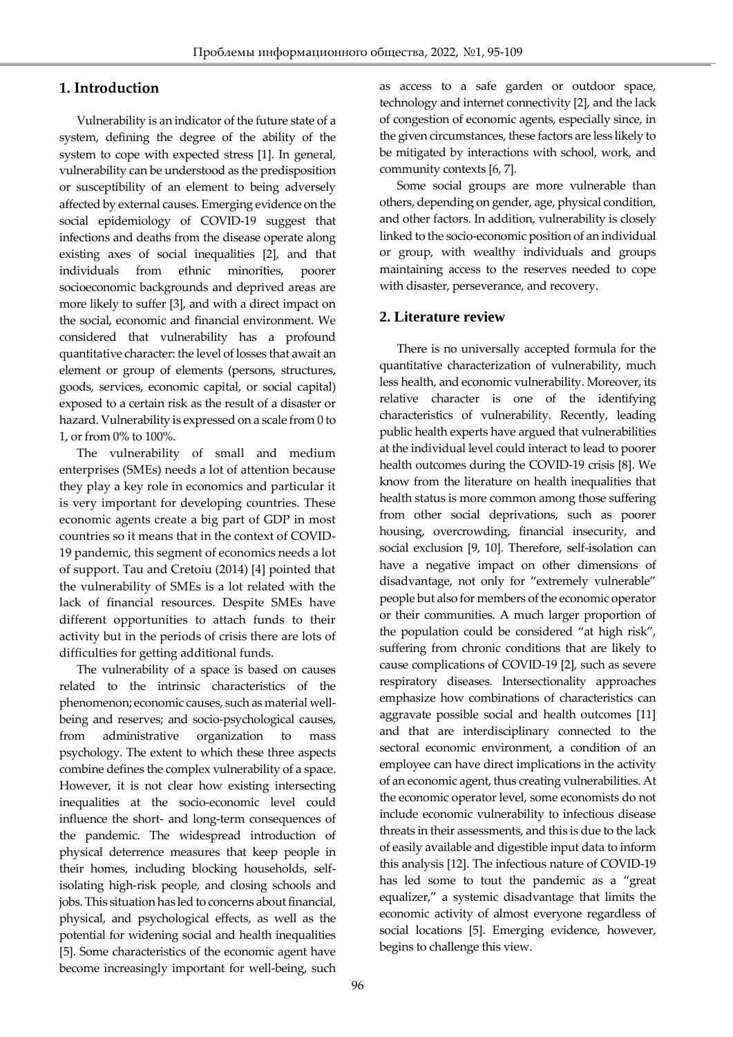## 1. Introduction

Vulnerability is an indicator of the future state of a system, defining the degree of the ability of the system to cope with expected stress [1]. In general, vulnerability can be understood as the predisposition or susceptibility of an element to being adversely affected by external causes. Emerging evidence on the social epidemiology of COVID-19 suggest that infections and deaths from the disease operate along existing axes of social inequalities [2], and that individuals from ethnic minorities, poorer socioeconomic backgrounds and deprived areas are more likely to suffer [3], and with a direct impact on the social, economic and financial environment. We considered that vulnerability has a profound quantitative character: the level of losses that await an element or group of elements (persons, structures, goods, services, economic capital, or social capital) exposed to a certain risk as the result of a disaster or hazard. Vulnerability is expressed on a scale from 0 to 1, or from 0% to 100%.

The vulnerability of small and medium enterprises (SMEs) needs a lot of attention because they play a key role in economics and particular it is very important for developing countries. These economic agents create a big part of GDP in most countries so it means that in the context of COVID-19 pandemic, this segment of economics needs a lot of support. Tau and Cretoiu (2014) [4] pointed that the vulnerability of SMEs is a lot related with the lack of financial resources. Despite SMEs have different opportunities to attach funds to their activity but in the periods of crisis there are lots of difficulties for getting additional funds.

The vulnerability of a space is based on causes related to the intrinsic characteristics of the phenomenon; economic causes, such as material well-being and reserves; and socio-psychological causes, from administrative organization to mass psychology. The extent to which these three aspects combine defines the complex vulnerability of a space. However, it is not clear how existing intersecting inequalities at the socio-economic level could influence the short- and long-term consequences of the pandemic. The widespread introduction of physical deterrence measures that keep people in their homes, including blocking households, self-isolating high-risk people, and closing schools and jobs. This situation has led to concerns about financial, physical, and psychological effects, as well as the potential for widening social and health inequalities [5]. Some characteristics of the economic agent have become increasingly important for well-being, such as access to a safe garden or outdoor space, technology and internet connectivity [2], and the lack of congestion of economic agents, especially since, in the given circumstances, these factors are less likely to be mitigated by interactions with school, work, and community contexts [6, 7].

Some social groups are more vulnerable than others, depending on gender, age, physical condition, and other factors. In addition, vulnerability is closely linked to the socio-economic position of an individual or group, with wealthy individuals and groups maintaining access to the reserves needed to cope with disaster, perseverance, and recovery.

## 2. Literature review

There is no universally accepted formula for the quantitative characterization of vulnerability, much less health, and economic vulnerability. Moreover, its relative character is one of the identifying characteristics of vulnerability. Recently, leading public health experts have argued that vulnerabilities at the individual level could interact to lead to poorer health outcomes during the COVID-19 crisis [8]. We know from the literature on health inequalities that health status is more common among those suffering from other social deprivations, such as poorer housing, overcrowding, financial insecurity, and social exclusion [9, 10]. Therefore, self-isolation can have a negative impact on other dimensions of disadvantage, not only for "extremely vulnerable" people but also for members of the economic operator or their communities. A much larger proportion of the population could be considered "at high risk", suffering from chronic conditions that are likely to cause complications of COVID-19 [2], such as severe respiratory diseases. Intersectionality approaches emphasize how combinations of characteristics can aggravate possible social and health outcomes [11] and that are interdisciplinary connected to the sectoral economic environment, a condition of an employee can have direct implications in the activity of an economic agent, thus creating vulnerabilities. At the economic operator level, some economists do not include economic vulnerability to infectious disease threats in their assessments, and this is due to the lack of easily available and digestible input data to inform this analysis [12]. The infectious nature of COVID-19 has led some to tout the pandemic as a "great equalizer," a systemic disadvantage that limits the economic activity of almost everyone regardless of social locations [5]. Emerging evidence, however, begins to challenge this view.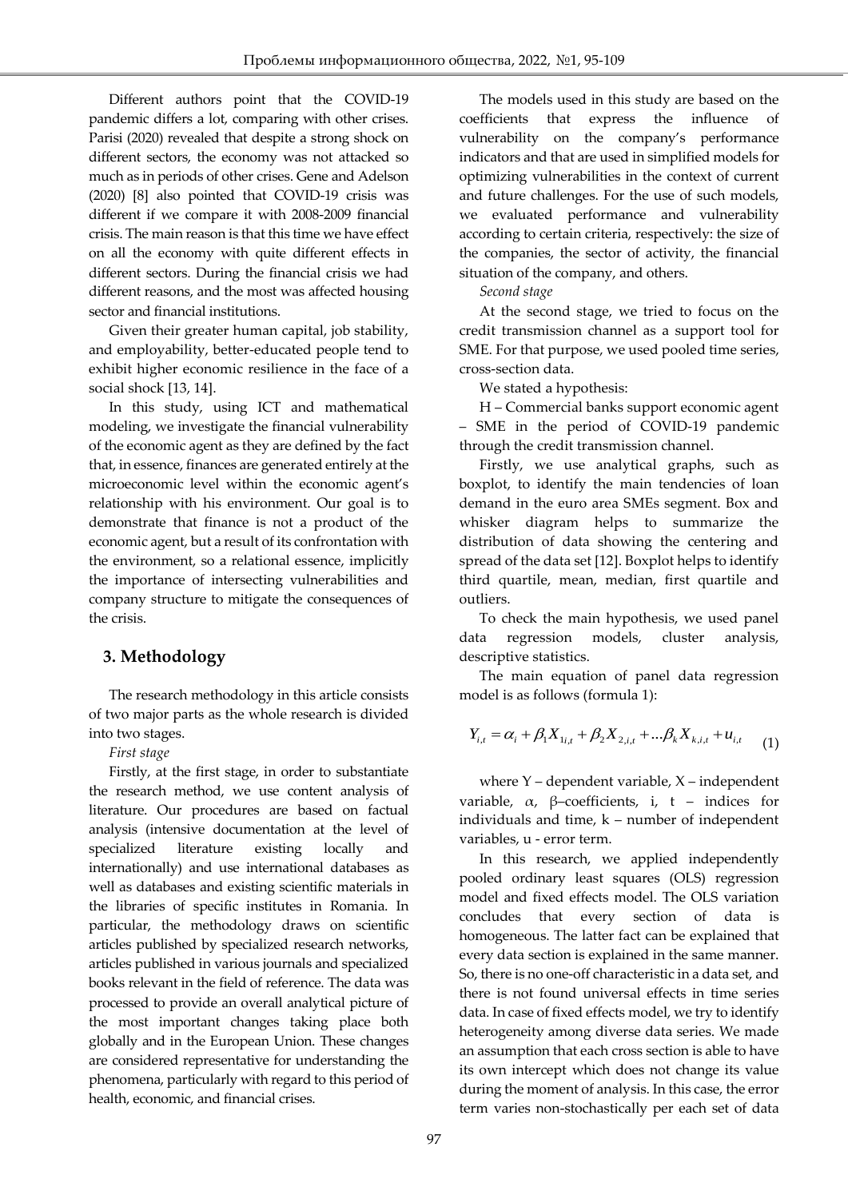Different authors point that the COVID-19 pandemic differs a lot, comparing with other crises. Parisi (2020) revealed that despite a strong shock on different sectors, the economy was not attacked so much as in periods of other crises. Gene and Adelson (2020) [8] also pointed that COVID-19 crisis was different if we compare it with 2008-2009 financial crisis. The main reason is that this time we have effect on all the economy with quite different effects in different sectors. During the financial crisis we had different reasons, and the most was affected housing sector and financial institutions.

Given their greater human capital, job stability, and employability, better-educated people tend to exhibit higher economic resilience in the face of a social shock [13, 14].

In this study, using ICT and mathematical modeling, we investigate the financial vulnerability of the economic agent as they are defined by the fact that, in essence, finances are generated entirely at the microeconomic level within the economic agent's relationship with his environment. Our goal is to demonstrate that finance is not a product of the economic agent, but a result of its confrontation with the environment, so a relational essence, implicitly the importance of intersecting vulnerabilities and company structure to mitigate the consequences of the crisis.

## 3. Methodology

The research methodology in this article consists of two major parts as the whole research is divided into two stages.

*First stage*

Firstly, at the first stage, in order to substantiate the research method, we use content analysis of literature. Our procedures are based on factual analysis (intensive documentation at the level of specialized literature existing locally and internationally) and use international databases as well as databases and existing scientific materials in the libraries of specific institutes in Romania. In particular, the methodology draws on scientific articles published by specialized research networks, articles published in various journals and specialized books relevant in the field of reference. The data was processed to provide an overall analytical picture of the most important changes taking place both globally and in the European Union. These changes are considered representative for understanding the phenomena, particularly with regard to this period of health, economic, and financial crises.

The models used in this study are based on the coefficients that express the influence of vulnerability on the company's performance indicators and that are used in simplified models for optimizing vulnerabilities in the context of current and future challenges. For the use of such models, we evaluated performance and vulnerability according to certain criteria, respectively: the size of the companies, the sector of activity, the financial situation of the company, and others.

*Second stage*

At the second stage, we tried to focus on the credit transmission channel as a support tool for SME. For that purpose, we used pooled time series, cross-section data.

We stated a hypothesis:

H – Commercial banks support economic agent – SME in the period of COVID-19 pandemic through the credit transmission channel.

Firstly, we use analytical graphs, such as boxplot, to identify the main tendencies of loan demand in the euro area SMEs segment. Box and whisker diagram helps to summarize the distribution of data showing the centering and spread of the data set [12]. Boxplot helps to identify third quartile, mean, median, first quartile and outliers.

To check the main hypothesis, we used panel data regression models, cluster analysis, descriptive statistics.

The main equation of panel data regression model is as follows (formula 1):

$$Y_{i,t} = \alpha_i + \beta_1 X_{1i,t} + \beta_2 X_{2,i,t} + ... \beta_k X_{k,i,t} + u_{i,t} \qquad (1)$$

where Y – dependent variable, X – independent variable, $\alpha$, $\beta$–coefficients, i, t – indices for individuals and time, k – number of independent variables, u - error term.

In this research, we applied independently pooled ordinary least squares (OLS) regression model and fixed effects model. The OLS variation concludes that every section of data is homogeneous. The latter fact can be explained that every data section is explained in the same manner. So, there is no one-off characteristic in a data set, and there is not found universal effects in time series data. In case of fixed effects model, we try to identify heterogeneity among diverse data series. We made an assumption that each cross section is able to have its own intercept which does not change its value during the moment of analysis. In this case, the error term varies non-stochastically per each set of data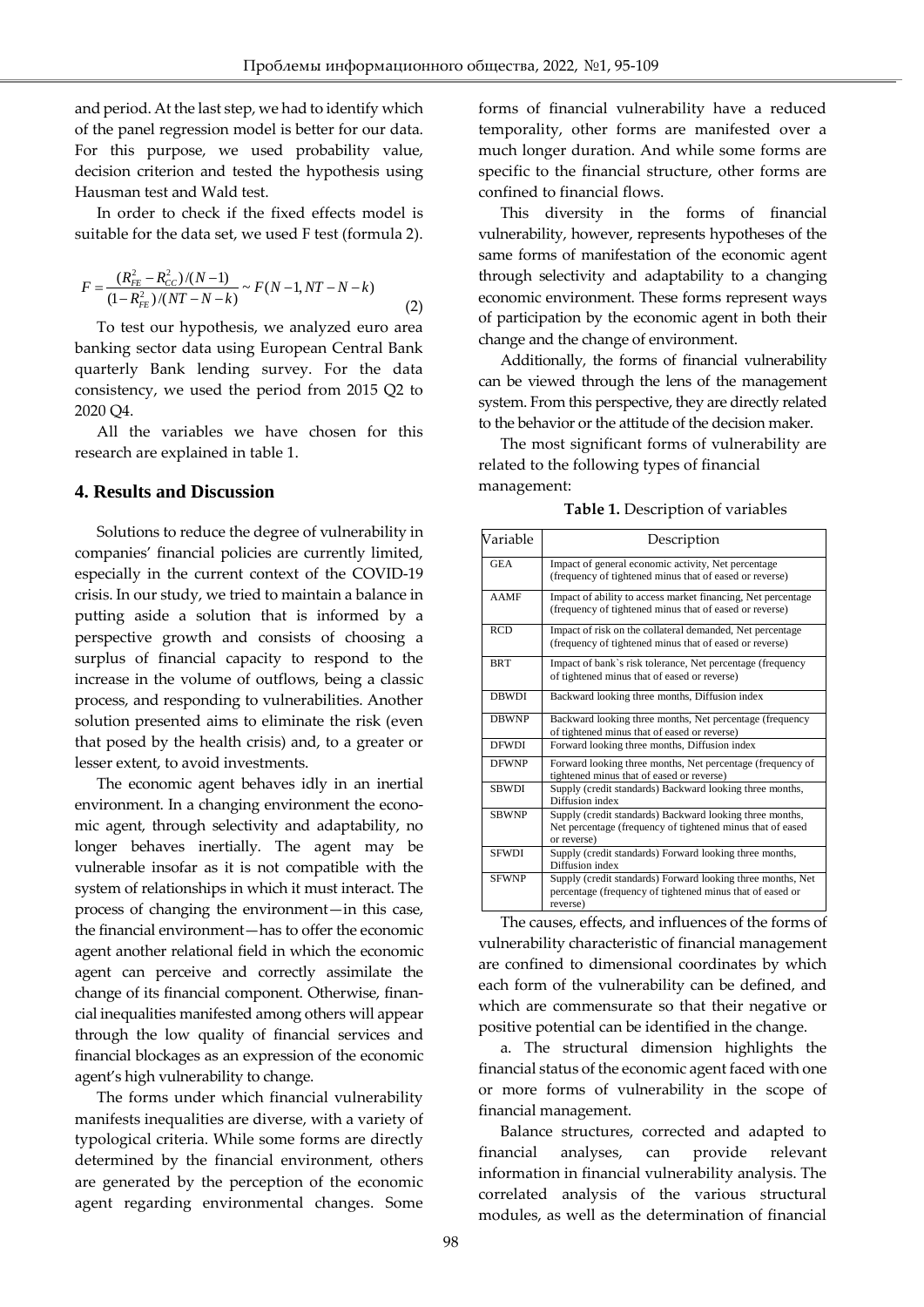and period. At the last step, we had to identify which of the panel regression model is better for our data. For this purpose, we used probability value, decision criterion and tested the hypothesis using Hausman test and Wald test.

In order to check if the fixed effects model is suitable for the data set, we used F test (formula 2).

$$F = \frac{(R_{FE}^2 - R_{CC}^2)/(N-1)}{(1-R_{FE}^2)/(NT-N-k)} \sim F(N-1, NT-N-k) \quad (2)$$

To test our hypothesis, we analyzed euro area banking sector data using European Central Bank quarterly Bank lending survey. For the data consistency, we used the period from 2015 Q2 to 2020 Q4.

All the variables we have chosen for this research are explained in table 1.

## 4. Results and Discussion

Solutions to reduce the degree of vulnerability in companies' financial policies are currently limited, especially in the current context of the COVID-19 crisis. In our study, we tried to maintain a balance in putting aside a solution that is informed by a perspective growth and consists of choosing a surplus of financial capacity to respond to the increase in the volume of outflows, being a classic process, and responding to vulnerabilities. Another solution presented aims to eliminate the risk (even that posed by the health crisis) and, to a greater or lesser extent, to avoid investments.

The economic agent behaves idly in an inertial environment. In a changing environment the economic agent, through selectivity and adaptability, no longer behaves inertially. The agent may be vulnerable insofar as it is not compatible with the system of relationships in which it must interact. The process of changing the environment—in this case, the financial environment—has to offer the economic agent another relational field in which the economic agent can perceive and correctly assimilate the change of its financial component. Otherwise, financial inequalities manifested among others will appear through the low quality of financial services and financial blockages as an expression of the economic agent's high vulnerability to change.

The forms under which financial vulnerability manifests inequalities are diverse, with a variety of typological criteria. While some forms are directly determined by the financial environment, others are generated by the perception of the economic agent regarding environmental changes. Some forms of financial vulnerability have a reduced temporality, other forms are manifested over a much longer duration. And while some forms are specific to the financial structure, other forms are confined to financial flows.

This diversity in the forms of financial vulnerability, however, represents hypotheses of the same forms of manifestation of the economic agent through selectivity and adaptability to a changing economic environment. These forms represent ways of participation by the economic agent in both their change and the change of environment.

Additionally, the forms of financial vulnerability can be viewed through the lens of the management system. From this perspective, they are directly related to the behavior or the attitude of the decision maker.

The most significant forms of vulnerability are related to the following types of financial management:

**Table 1.** Description of variables

| Variable | Description |
|---|---|
| GEA | Impact of general economic activity, Net percentage (frequency of tightened minus that of eased or reverse) |
| AAMF | Impact of ability to access market financing, Net percentage (frequency of tightened minus that of eased or reverse) |
| RCD | Impact of risk on the collateral demanded, Net percentage (frequency of tightened minus that of eased or reverse) |
| BRT | Impact of bank`s risk tolerance, Net percentage (frequency of tightened minus that of eased or reverse) |
| DBWDI | Backward looking three months, Diffusion index |
| DBWNP | Backward looking three months, Net percentage (frequency of tightened minus that of eased or reverse) |
| DFWDI | Forward looking three months, Diffusion index |
| DFWNP | Forward looking three months, Net percentage (frequency of tightened minus that of eased or reverse) |
| SBWDI | Supply (credit standards) Backward looking three months, Diffusion index |
| SBWNP | Supply (credit standards) Backward looking three months, Net percentage (frequency of tightened minus that of eased or reverse) |
| SFWDI | Supply (credit standards) Forward looking three months, Diffusion index |
| SFWNP | Supply (credit standards) Forward looking three months, Net percentage (frequency of tightened minus that of eased or reverse) |

The causes, effects, and influences of the forms of vulnerability characteristic of financial management are confined to dimensional coordinates by which each form of the vulnerability can be defined, and which are commensurate so that their negative or positive potential can be identified in the change.

a. The structural dimension highlights the financial status of the economic agent faced with one or more forms of vulnerability in the scope of financial management.

Balance structures, corrected and adapted to financial analyses, can provide relevant information in financial vulnerability analysis. The correlated analysis of the various structural modules, as well as the determination of financial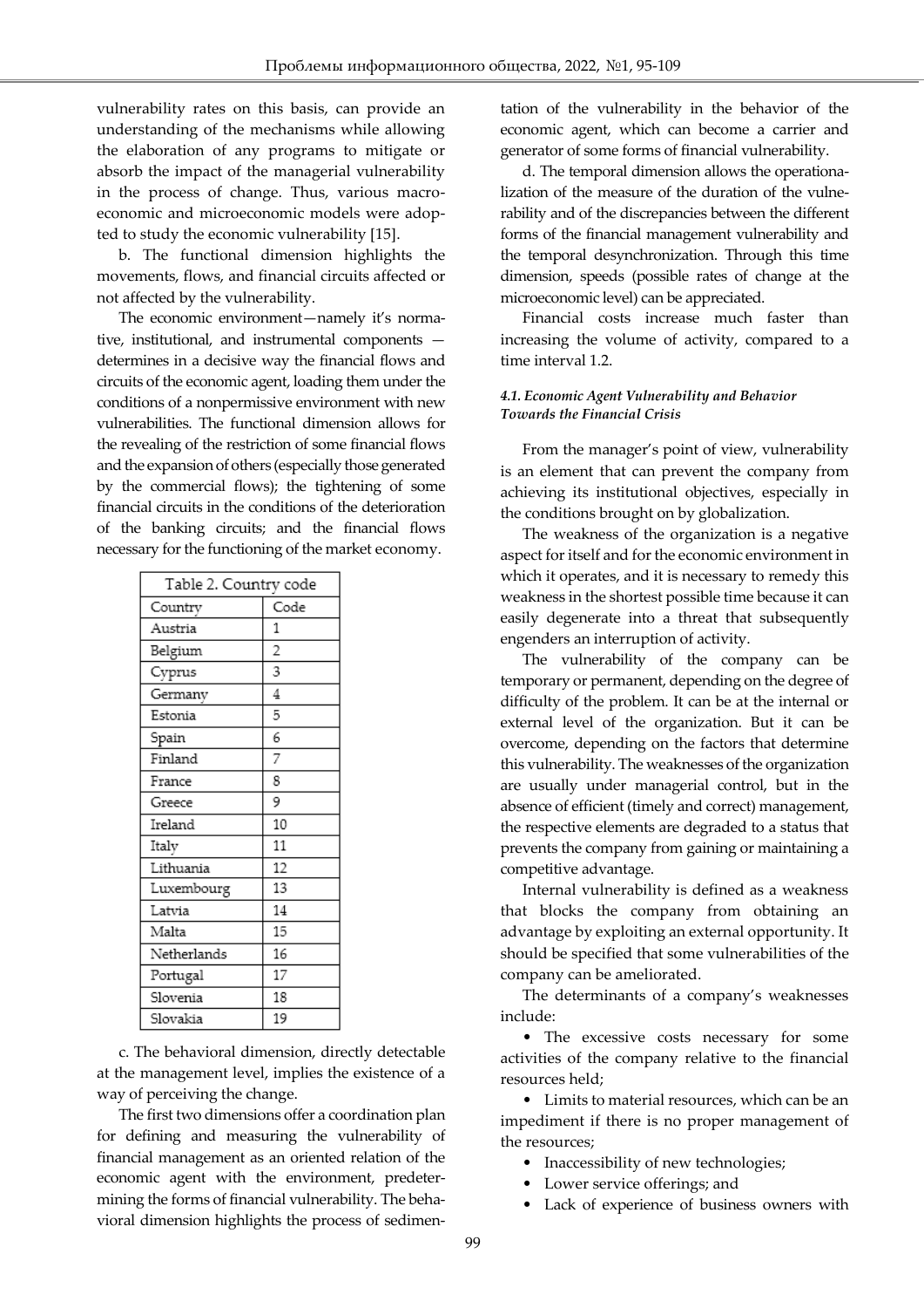vulnerability rates on this basis, can provide an understanding of the mechanisms while allowing the elaboration of any programs to mitigate or absorb the impact of the managerial vulnerability in the process of change. Thus, various macroeconomic and microeconomic models were adopted to study the economic vulnerability [15].

b. The functional dimension highlights the movements, flows, and financial circuits affected or not affected by the vulnerability.

The economic environment—namely it's normative, institutional, and instrumental components — determines in a decisive way the financial flows and circuits of the economic agent, loading them under the conditions of a nonpermissive environment with new vulnerabilities. The functional dimension allows for the revealing of the restriction of some financial flows and the expansion of others (especially those generated by the commercial flows); the tightening of some financial circuits in the conditions of the deterioration of the banking circuits; and the financial flows necessary for the functioning of the market economy.

Table 2. Country code

| Country | Code |
|---|---|
| Austria | 1 |
| Belgium | 2 |
| Cyprus | 3 |
| Germany | 4 |
| Estonia | 5 |
| Spain | 6 |
| Finland | 7 |
| France | 8 |
| Greece | 9 |
| Ireland | 10 |
| Italy | 11 |
| Lithuania | 12 |
| Luxembourg | 13 |
| Latvia | 14 |
| Malta | 15 |
| Netherlands | 16 |
| Portugal | 17 |
| Slovenia | 18 |
| Slovakia | 19 |

c. The behavioral dimension, directly detectable at the management level, implies the existence of a way of perceiving the change.

The first two dimensions offer a coordination plan for defining and measuring the vulnerability of financial management as an oriented relation of the economic agent with the environment, predetermining the forms of financial vulnerability. The behavioral dimension highlights the process of sedimentation of the vulnerability in the behavior of the economic agent, which can become a carrier and generator of some forms of financial vulnerability.

d. The temporal dimension allows the operationalization of the measure of the duration of the vulnerability and of the discrepancies between the different forms of the financial management vulnerability and the temporal desynchronization. Through this time dimension, speeds (possible rates of change at the microeconomic level) can be appreciated.

Financial costs increase much faster than increasing the volume of activity, compared to a time interval 1.2.

#### *4.1. Economic Agent Vulnerability and Behavior Towards the Financial Crisis*

From the manager's point of view, vulnerability is an element that can prevent the company from achieving its institutional objectives, especially in the conditions brought on by globalization.

The weakness of the organization is a negative aspect for itself and for the economic environment in which it operates, and it is necessary to remedy this weakness in the shortest possible time because it can easily degenerate into a threat that subsequently engenders an interruption of activity.

The vulnerability of the company can be temporary or permanent, depending on the degree of difficulty of the problem. It can be at the internal or external level of the organization. But it can be overcome, depending on the factors that determine this vulnerability. The weaknesses of the organization are usually under managerial control, but in the absence of efficient (timely and correct) management, the respective elements are degraded to a status that prevents the company from gaining or maintaining a competitive advantage.

Internal vulnerability is defined as a weakness that blocks the company from obtaining an advantage by exploiting an external opportunity. It should be specified that some vulnerabilities of the company can be ameliorated.

The determinants of a company's weaknesses include:

- The excessive costs necessary for some activities of the company relative to the financial resources held;
- Limits to material resources, which can be an impediment if there is no proper management of the resources;
- Inaccessibility of new technologies;
- Lower service offerings; and
- Lack of experience of business owners with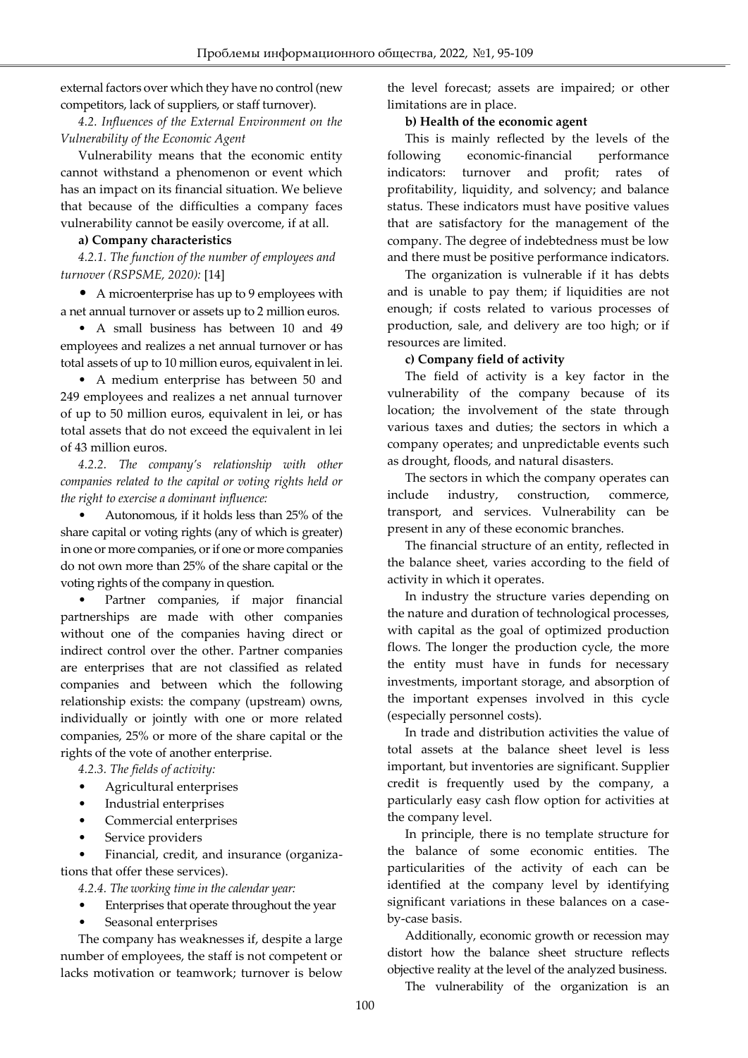external factors over which they have no control (new competitors, lack of suppliers, or staff turnover).

*4.2. Influences of the External Environment on the Vulnerability of the Economic Agent*

Vulnerability means that the economic entity cannot withstand a phenomenon or event which has an impact on its financial situation. We believe that because of the difficulties a company faces vulnerability cannot be easily overcome, if at all.

**a) Company characteristics**

*4.2.1. The function of the number of employees and turnover (RSPSME, 2020):* [14]

- A microenterprise has up to 9 employees with a net annual turnover or assets up to 2 million euros.
- A small business has between 10 and 49 employees and realizes a net annual turnover or has total assets of up to 10 million euros, equivalent in lei.
- A medium enterprise has between 50 and 249 employees and realizes a net annual turnover of up to 50 million euros, equivalent in lei, or has total assets that do not exceed the equivalent in lei of 43 million euros.

*4.2.2. The company's relationship with other companies related to the capital or voting rights held or the right to exercise a dominant influence:*

- Autonomous, if it holds less than 25% of the share capital or voting rights (any of which is greater) in one or more companies, or if one or more companies do not own more than 25% of the share capital or the voting rights of the company in question.
- Partner companies, if major financial partnerships are made with other companies without one of the companies having direct or indirect control over the other. Partner companies are enterprises that are not classified as related companies and between which the following relationship exists: the company (upstream) owns, individually or jointly with one or more related companies, 25% or more of the share capital or the rights of the vote of another enterprise.

*4.2.3. The fields of activity:*

- Agricultural enterprises
- Industrial enterprises
- Commercial enterprises
- Service providers
- Financial, credit, and insurance (organizations that offer these services).

*4.2.4. The working time in the calendar year:*

- Enterprises that operate throughout the year
- Seasonal enterprises

The company has weaknesses if, despite a large number of employees, the staff is not competent or lacks motivation or teamwork; turnover is below the level forecast; assets are impaired; or other limitations are in place.

**b) Health of the economic agent**

This is mainly reflected by the levels of the following economic-financial performance indicators: turnover and profit; rates of profitability, liquidity, and solvency; and balance status. These indicators must have positive values that are satisfactory for the management of the company. The degree of indebtedness must be low and there must be positive performance indicators.

The organization is vulnerable if it has debts and is unable to pay them; if liquidities are not enough; if costs related to various processes of production, sale, and delivery are too high; or if resources are limited.

**c) Company field of activity**

The field of activity is a key factor in the vulnerability of the company because of its location; the involvement of the state through various taxes and duties; the sectors in which a company operates; and unpredictable events such as drought, floods, and natural disasters.

The sectors in which the company operates can include industry, construction, commerce, transport, and services. Vulnerability can be present in any of these economic branches.

The financial structure of an entity, reflected in the balance sheet, varies according to the field of activity in which it operates.

In industry the structure varies depending on the nature and duration of technological processes, with capital as the goal of optimized production flows. The longer the production cycle, the more the entity must have in funds for necessary investments, important storage, and absorption of the important expenses involved in this cycle (especially personnel costs).

In trade and distribution activities the value of total assets at the balance sheet level is less important, but inventories are significant. Supplier credit is frequently used by the company, a particularly easy cash flow option for activities at the company level.

In principle, there is no template structure for the balance of some economic entities. The particularities of the activity of each can be identified at the company level by identifying significant variations in these balances on a case-by-case basis.

Additionally, economic growth or recession may distort how the balance sheet structure reflects objective reality at the level of the analyzed business.

The vulnerability of the organization is an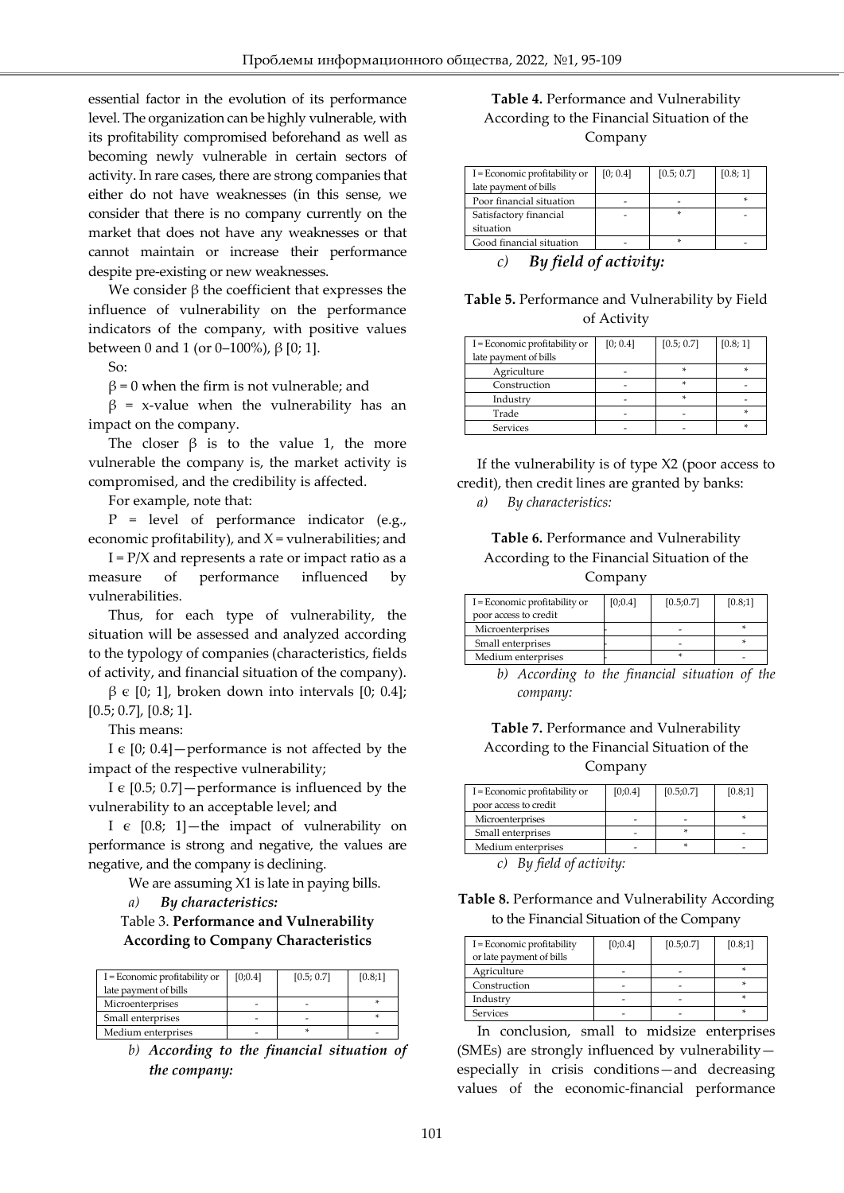essential factor in the evolution of its performance level. The organization can be highly vulnerable, with its profitability compromised beforehand as well as becoming newly vulnerable in certain sectors of activity. In rare cases, there are strong companies that either do not have weaknesses (in this sense, we consider that there is no company currently on the market that does not have any weaknesses or that cannot maintain or increase their performance despite pre-existing or new weaknesses.

We consider β the coefficient that expresses the influence of vulnerability on the performance indicators of the company, with positive values between 0 and 1 (or 0–100%), β [0; 1].

So:

β = 0 when the firm is not vulnerable; and

β = x-value when the vulnerability has an impact on the company.

The closer β is to the value 1, the more vulnerable the company is, the market activity is compromised, and the credibility is affected.

For example, note that:

P = level of performance indicator (e.g., economic profitability), and X = vulnerabilities; and

I = P/X and represents a rate or impact ratio as a measure of performance influenced by vulnerabilities.

Thus, for each type of vulnerability, the situation will be assessed and analyzed according to the typology of companies (characteristics, fields of activity, and financial situation of the company).

β ϵ [0; 1], broken down into intervals [0; 0.4]; [0.5; 0.7], [0.8; 1].

This means:

I ϵ [0; 0.4]—performance is not affected by the impact of the respective vulnerability;

I ϵ [0.5; 0.7]—performance is influenced by the vulnerability to an acceptable level; and

I ϵ [0.8; 1]—the impact of vulnerability on performance is strong and negative, the values are negative, and the company is declining.

We are assuming X1 is late in paying bills.

*a)* ***By characteristics:***

Table 3. **Performance and Vulnerability According to Company Characteristics**

| I = Economic profitability or late payment of bills | [0;0.4] | [0.5; 0.7] | [0.8;1] |
|---|---|---|---|
| Microenterprises | - | - | * |
| Small enterprises | - | - | * |
| Medium enterprises | - | * | - |

*b)* ***According to the financial situation of the company:***

**Table 4.** Performance and Vulnerability According to the Financial Situation of the Company

| I = Economic profitability or late payment of bills | [0; 0.4] | [0.5; 0.7] | [0.8; 1] |
|---|---|---|---|
| Poor financial situation | - | - | * |
| Satisfactory financial situation | - | * | - |
| Good financial situation | - | * | - |

*c)* ***By field of activity:***

**Table 5.** Performance and Vulnerability by Field of Activity

| I = Economic profitability or late payment of bills | [0; 0.4] | [0.5; 0.7] | [0.8; 1] |
|---|---|---|---|
| Agriculture | - | * | * |
| Construction | - | * | - |
| Industry | - | * | - |
| Trade | - | - | * |
| Services | - | - | * |

If the vulnerability is of type X2 (poor access to credit), then credit lines are granted by banks:

*a) By characteristics:*

**Table 6.** Performance and Vulnerability According to the Financial Situation of the Company

| I = Economic profitability or poor access to credit | [0;0.4] | [0.5;0.7] | [0.8;1] |
|---|---|---|---|
| Microenterprises | - | - | * |
| Small enterprises | - | - | * |
| Medium enterprises | - | * | - |

*b) According to the financial situation of the company:*

**Table 7.** Performance and Vulnerability According to the Financial Situation of the Company

| I = Economic profitability or poor access to credit | [0;0.4] | [0.5;0.7] | [0.8;1] |
|---|---|---|---|
| Microenterprises | - | - | * |
| Small enterprises | - | * | - |
| Medium enterprises | - | * | - |

*c) By field of activity:*

**Table 8.** Performance and Vulnerability According to the Financial Situation of the Company

| I = Economic profitability or late payment of bills | [0;0.4] | [0.5;0.7] | [0.8;1] |
|---|---|---|---|
| Agriculture | - | - | * |
| Construction | - | - | * |
| Industry | - | - | * |
| Services | - | - | * |

In conclusion, small to midsize enterprises (SMEs) are strongly influenced by vulnerability—especially in crisis conditions—and decreasing values of the economic-financial performance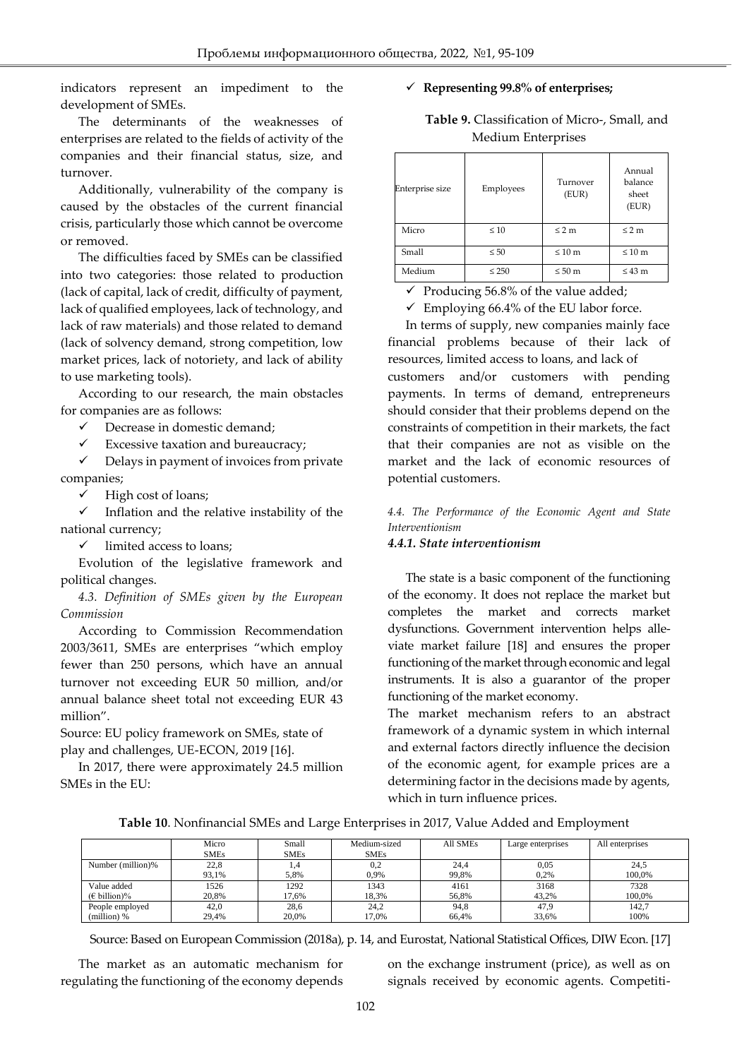indicators represent an impediment to the development of SMEs.

The determinants of the weaknesses of enterprises are related to the fields of activity of the companies and their financial status, size, and turnover.

Additionally, vulnerability of the company is caused by the obstacles of the current financial crisis, particularly those which cannot be overcome or removed.

The difficulties faced by SMEs can be classified into two categories: those related to production (lack of capital, lack of credit, difficulty of payment, lack of qualified employees, lack of technology, and lack of raw materials) and those related to demand (lack of solvency demand, strong competition, low market prices, lack of notoriety, and lack of ability to use marketing tools).

According to our research, the main obstacles for companies are as follows:

- ✓ Decrease in domestic demand;
- ✓ Excessive taxation and bureaucracy;
- ✓ Delays in payment of invoices from private companies;
- ✓ High cost of loans;
- ✓ Inflation and the relative instability of the national currency;
- ✓ limited access to loans;

Evolution of the legislative framework and political changes.

*4.3. Definition of SMEs given by the European Commission*

According to Commission Recommendation 2003/3611, SMEs are enterprises "which employ fewer than 250 persons, which have an annual turnover not exceeding EUR 50 million, and/or annual balance sheet total not exceeding EUR 43 million".

Source: EU policy framework on SMEs, state of play and challenges, UE-ECON, 2019 [16].

In 2017, there were approximately 24.5 million SMEs in the EU:

- ✓ **Representing 99.8% of enterprises;**

**Table 9.** Classification of Micro-, Small, and Medium Enterprises

| Enterprise size | Employees | Turnover (EUR) | Annual balance sheet (EUR) |
|---|---|---|---|
| Micro | ≤ 10 | ≤ 2 m | ≤ 2 m |
| Small | ≤ 50 | ≤ 10 m | ≤ 10 m |
| Medium | ≤ 250 | ≤ 50 m | ≤ 43 m |

- ✓ Producing 56.8% of the value added;
- ✓ Employing 66.4% of the EU labor force.

In terms of supply, new companies mainly face financial problems because of their lack of resources, limited access to loans, and lack of customers and/or customers with pending payments. In terms of demand, entrepreneurs should consider that their problems depend on the constraints of competition in their markets, the fact that their companies are not as visible on the market and the lack of economic resources of potential customers.

*4.4. The Performance of the Economic Agent and State Interventionism*

***4.4.1. State interventionism***

The state is a basic component of the functioning of the economy. It does not replace the market but completes the market and corrects market dysfunctions. Government intervention helps alleviate market failure [18] and ensures the proper functioning of the market through economic and legal instruments. It is also a guarantor of the proper functioning of the market economy.

The market mechanism refers to an abstract framework of a dynamic system in which internal and external factors directly influence the decision of the economic agent, for example prices are a determining factor in the decisions made by agents, which in turn influence prices.

**Table 10**. Nonfinancial SMEs and Large Enterprises in 2017, Value Added and Employment

| | Micro SMEs | Small SMEs | Medium-sized SMEs | All SMEs | Large enterprises | All enterprises |
|---|---|---|---|---|---|---|
| Number (million)% | 22,8<br>93,1% | 1,4<br>5,8% | 0,2<br>0,9% | 24,4<br>99,8% | 0,05<br>0,2% | 24,5<br>100,0% |
| Value added (€ billion)% | 1526<br>20,8% | 1292<br>17,6% | 1343<br>18,3% | 4161<br>56,8% | 3168<br>43,2% | 7328<br>100,0% |
| People employed (million) % | 42,0<br>29,4% | 28,6<br>20,0% | 24,2<br>17,0% | 94,8<br>66,4% | 47,9<br>33,6% | 142,7<br>100% |

Source: Based on European Commission (2018a), p. 14, and Eurostat, National Statistical Offices, DIW Econ. [17]

The market as an automatic mechanism for regulating the functioning of the economy depends on the exchange instrument (price), as well as on signals received by economic agents. Competiti-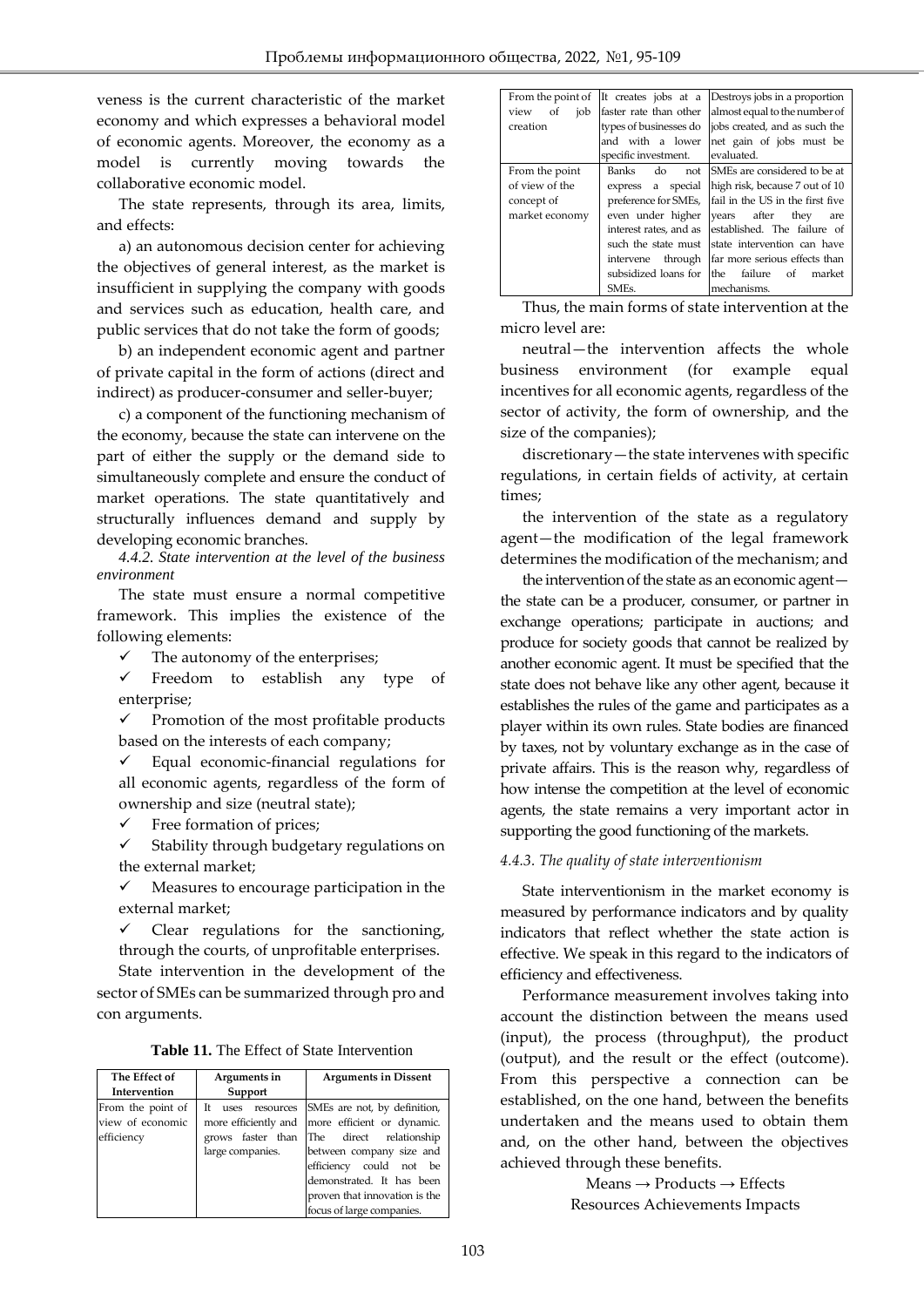veness is the current characteristic of the market economy and which expresses a behavioral model of economic agents. Moreover, the economy as a model is currently moving towards the collaborative economic model.

The state represents, through its area, limits, and effects:

a) an autonomous decision center for achieving the objectives of general interest, as the market is insufficient in supplying the company with goods and services such as education, health care, and public services that do not take the form of goods;

b) an independent economic agent and partner of private capital in the form of actions (direct and indirect) as producer-consumer and seller-buyer;

c) a component of the functioning mechanism of the economy, because the state can intervene on the part of either the supply or the demand side to simultaneously complete and ensure the conduct of market operations. The state quantitatively and structurally influences demand and supply by developing economic branches.

*4.4.2. State intervention at the level of the business environment*

The state must ensure a normal competitive framework. This implies the existence of the following elements:

- ✓ The autonomy of the enterprises;
- ✓ Freedom to establish any type of enterprise;
- ✓ Promotion of the most profitable products based on the interests of each company;
- ✓ Equal economic-financial regulations for all economic agents, regardless of the form of ownership and size (neutral state);
- ✓ Free formation of prices;
- ✓ Stability through budgetary regulations on the external market;
- ✓ Measures to encourage participation in the external market;
- ✓ Clear regulations for the sanctioning, through the courts, of unprofitable enterprises.

State intervention in the development of the sector of SMEs can be summarized through pro and con arguments.

**Table 11.** The Effect of State Intervention

| The Effect of Intervention | Arguments in Support | Arguments in Dissent |
|---|---|---|
| From the point of view of economic efficiency | It uses resources more efficiently and grows faster than large companies. | SMEs are not, by definition, more efficient or dynamic. The direct relationship between company size and efficiency could not be demonstrated. It has been proven that innovation is the focus of large companies. |
| From the point of view of job creation | It creates jobs at a faster rate than other types of businesses do and with a lower specific investment. | Destroys jobs in a proportion almost equal to the number of jobs created, and as such the net gain of jobs must be evaluated. |
| From the point of view of the concept of market economy | Banks do not express a special preference for SMEs, even under higher interest rates, and as such the state must intervene through subsidized loans for SMEs. | SMEs are considered to be at high risk, because 7 out of 10 fail in the US in the first five years after they are established. The failure of state intervention can have far more serious effects than the failure of market mechanisms. |

Thus, the main forms of state intervention at the micro level are:

neutral—the intervention affects the whole business environment (for example equal incentives for all economic agents, regardless of the sector of activity, the form of ownership, and the size of the companies);

discretionary—the state intervenes with specific regulations, in certain fields of activity, at certain times;

the intervention of the state as a regulatory agent—the modification of the legal framework determines the modification of the mechanism; and

the intervention of the state as an economic agent—the state can be a producer, consumer, or partner in exchange operations; participate in auctions; and produce for society goods that cannot be realized by another economic agent. It must be specified that the state does not behave like any other agent, because it establishes the rules of the game and participates as a player within its own rules. State bodies are financed by taxes, not by voluntary exchange as in the case of private affairs. This is the reason why, regardless of how intense the competition at the level of economic agents, the state remains a very important actor in supporting the good functioning of the markets.

*4.4.3. The quality of state interventionism*

State interventionism in the market economy is measured by performance indicators and by quality indicators that reflect whether the state action is effective. We speak in this regard to the indicators of efficiency and effectiveness.

Performance measurement involves taking into account the distinction between the means used (input), the process (throughput), the product (output), and the result or the effect (outcome). From this perspective a connection can be established, on the one hand, between the benefits undertaken and the means used to obtain them and, on the other hand, between the objectives achieved through these benefits.

Means → Products → Effects
Resources Achievements Impacts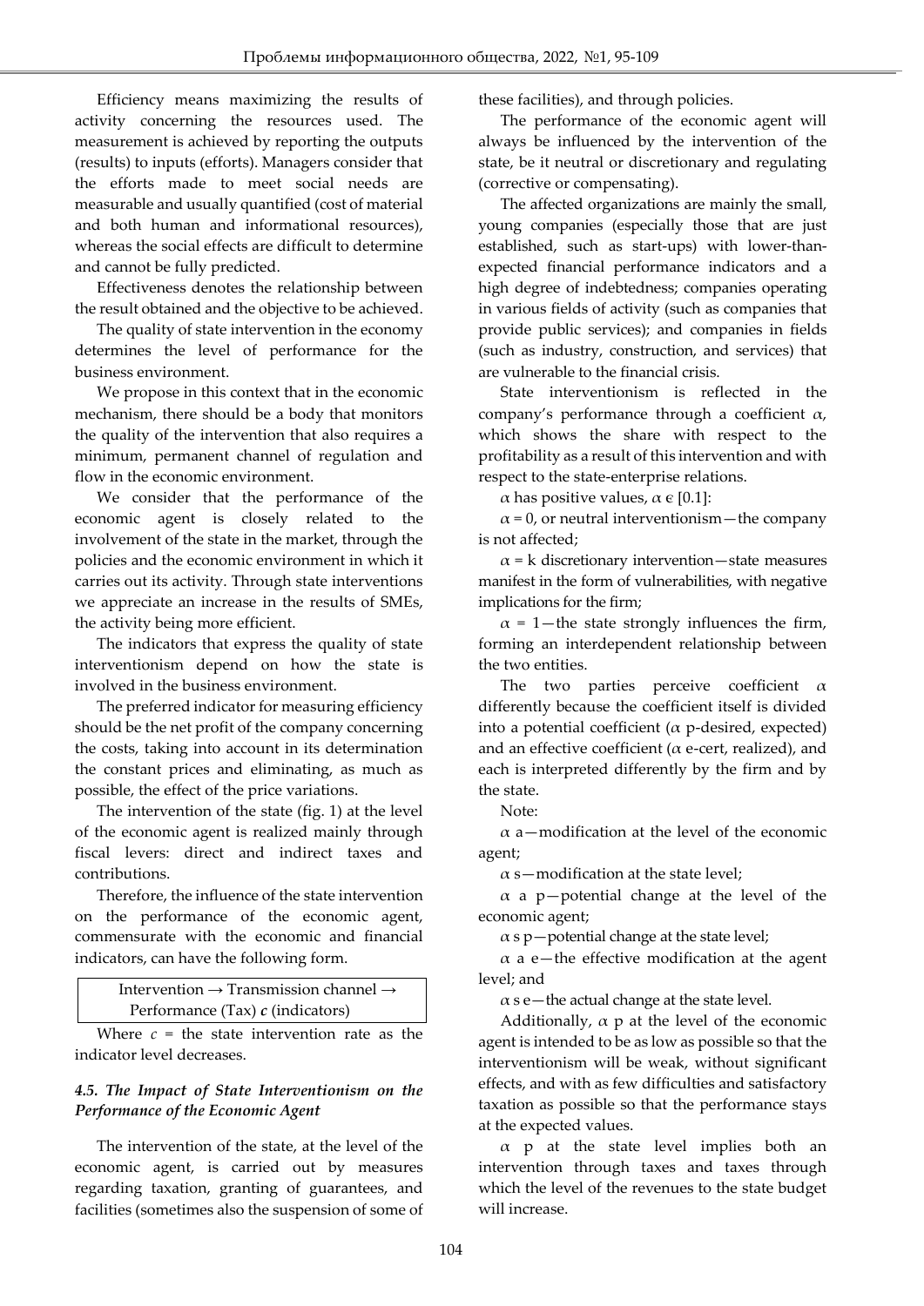Efficiency means maximizing the results of activity concerning the resources used. The measurement is achieved by reporting the outputs (results) to inputs (efforts). Managers consider that the efforts made to meet social needs are measurable and usually quantified (cost of material and both human and informational resources), whereas the social effects are difficult to determine and cannot be fully predicted.

Effectiveness denotes the relationship between the result obtained and the objective to be achieved.

The quality of state intervention in the economy determines the level of performance for the business environment.

We propose in this context that in the economic mechanism, there should be a body that monitors the quality of the intervention that also requires a minimum, permanent channel of regulation and flow in the economic environment.

We consider that the performance of the economic agent is closely related to the involvement of the state in the market, through the policies and the economic environment in which it carries out its activity. Through state interventions we appreciate an increase in the results of SMEs, the activity being more efficient.

The indicators that express the quality of state interventionism depend on how the state is involved in the business environment.

The preferred indicator for measuring efficiency should be the net profit of the company concerning the costs, taking into account in its determination the constant prices and eliminating, as much as possible, the effect of the price variations.

The intervention of the state (fig. 1) at the level of the economic agent is realized mainly through fiscal levers: direct and indirect taxes and contributions.

Therefore, the influence of the state intervention on the performance of the economic agent, commensurate with the economic and financial indicators, can have the following form.

| Intervention → Transmission channel → Performance (Tax) $c$ (indicators) |
|---|

Where $c$ = the state intervention rate as the indicator level decreases.

### *4.5. The Impact of State Interventionism on the Performance of the Economic Agent*

The intervention of the state, at the level of the economic agent, is carried out by measures regarding taxation, granting of guarantees, and facilities (sometimes also the suspension of some of these facilities), and through policies.

The performance of the economic agent will always be influenced by the intervention of the state, be it neutral or discretionary and regulating (corrective or compensating).

The affected organizations are mainly the small, young companies (especially those that are just established, such as start-ups) with lower-than-expected financial performance indicators and a high degree of indebtedness; companies operating in various fields of activity (such as companies that provide public services); and companies in fields (such as industry, construction, and services) that are vulnerable to the financial crisis.

State interventionism is reflected in the company's performance through a coefficient $\alpha$, which shows the share with respect to the profitability as a result of this intervention and with respect to the state-enterprise relations.

$\alpha$ has positive values, $\alpha \in [0.1]$:

$\alpha = 0$, or neutral interventionism—the company is not affected;

$\alpha = k$ discretionary intervention—state measures manifest in the form of vulnerabilities, with negative implications for the firm;

$\alpha = 1$—the state strongly influences the firm, forming an interdependent relationship between the two entities.

The two parties perceive coefficient $\alpha$ differently because the coefficient itself is divided into a potential coefficient ($\alpha$ p-desired, expected) and an effective coefficient ($\alpha$ e-cert, realized), and each is interpreted differently by the firm and by the state.

Note:

$\alpha$ a—modification at the level of the economic agent;

$\alpha$ s—modification at the state level;

$\alpha$ a p—potential change at the level of the economic agent;

$\alpha$ s p—potential change at the state level;

$\alpha$ a e—the effective modification at the agent level; and

$\alpha$ s e—the actual change at the state level.

Additionally, $\alpha$ p at the level of the economic agent is intended to be as low as possible so that the interventionism will be weak, without significant effects, and with as few difficulties and satisfactory taxation as possible so that the performance stays at the expected values.

$\alpha$ p at the state level implies both an intervention through taxes and taxes through which the level of the revenues to the state budget will increase.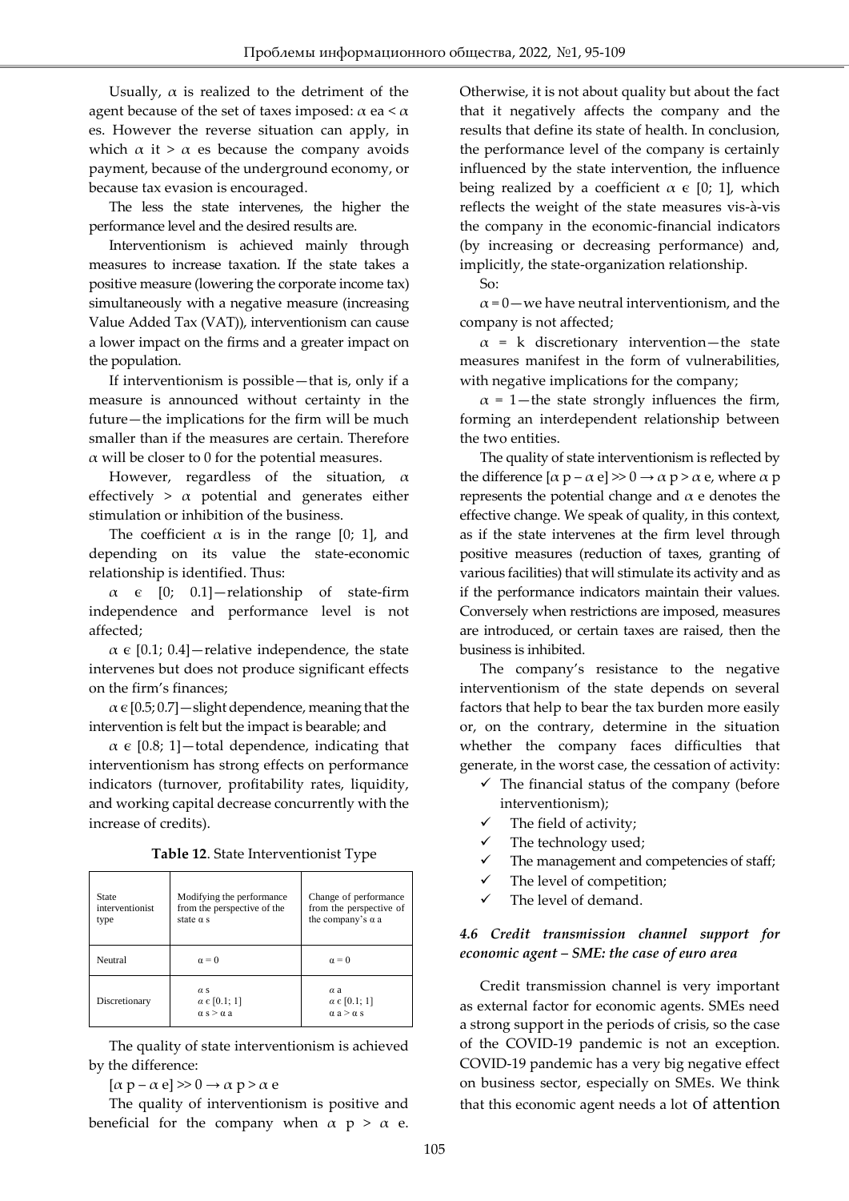Usually, $\alpha$ is realized to the detriment of the agent because of the set of taxes imposed: $\alpha$ ea < $\alpha$ es. However the reverse situation can apply, in which $\alpha$ it > $\alpha$ es because the company avoids payment, because of the underground economy, or because tax evasion is encouraged.

The less the state intervenes, the higher the performance level and the desired results are.

Interventionism is achieved mainly through measures to increase taxation. If the state takes a positive measure (lowering the corporate income tax) simultaneously with a negative measure (increasing Value Added Tax (VAT)), interventionism can cause a lower impact on the firms and a greater impact on the population.

If interventionism is possible—that is, only if a measure is announced without certainty in the future—the implications for the firm will be much smaller than if the measures are certain. Therefore $\alpha$ will be closer to 0 for the potential measures.

However, regardless of the situation, $\alpha$ effectively > $\alpha$ potential and generates either stimulation or inhibition of the business.

The coefficient $\alpha$ is in the range [0; 1], and depending on its value the state-economic relationship is identified. Thus:

$\alpha$ є [0; 0.1]—relationship of state-firm independence and performance level is not affected;

$\alpha$ є [0.1; 0.4]—relative independence, the state intervenes but does not produce significant effects on the firm's finances;

$\alpha$ є [0.5; 0.7]—slight dependence, meaning that the intervention is felt but the impact is bearable; and

$\alpha$ є [0.8; 1]—total dependence, indicating that interventionism has strong effects on performance indicators (turnover, profitability rates, liquidity, and working capital decrease concurrently with the increase of credits).

**Table 12**. State Interventionist Type

| State interventionist type | Modifying the performance from the perspective of the state α s | Change of performance from the perspective of the company's α a |
|---|---|---|
| Neutral | α = 0 | α = 0 |
| Discretionary | α s<br>α є [0.1; 1]<br>α s > α a | α a<br>α є [0.1; 1]<br>α a > α s |

The quality of state interventionism is achieved by the difference:

[$\alpha$ p – $\alpha$ e] >> 0 → $\alpha$ p > $\alpha$ e

The quality of interventionism is positive and beneficial for the company when $\alpha$ p > $\alpha$ e. Otherwise, it is not about quality but about the fact that it negatively affects the company and the results that define its state of health. In conclusion, the performance level of the company is certainly influenced by the state intervention, the influence being realized by a coefficient $\alpha$ є [0; 1], which reflects the weight of the state measures vis-à-vis the company in the economic-financial indicators (by increasing or decreasing performance) and, implicitly, the state-organization relationship.

So:

$\alpha$ = 0—we have neutral interventionism, and the company is not affected;

$\alpha$ = k discretionary intervention—the state measures manifest in the form of vulnerabilities, with negative implications for the company;

$\alpha$ = 1—the state strongly influences the firm, forming an interdependent relationship between the two entities.

The quality of state interventionism is reflected by the difference [$\alpha$ p – $\alpha$ e] >> 0 → $\alpha$ p > $\alpha$ e, where $\alpha$ p represents the potential change and $\alpha$ e denotes the effective change. We speak of quality, in this context, as if the state intervenes at the firm level through positive measures (reduction of taxes, granting of various facilities) that will stimulate its activity and as if the performance indicators maintain their values. Conversely when restrictions are imposed, measures are introduced, or certain taxes are raised, then the business is inhibited.

The company's resistance to the negative interventionism of the state depends on several factors that help to bear the tax burden more easily or, on the contrary, determine in the situation whether the company faces difficulties that generate, in the worst case, the cessation of activity:

- ✓ The financial status of the company (before interventionism);
- ✓ The field of activity;
- ✓ The technology used;
- ✓ The management and competencies of staff;
- ✓ The level of competition;
- ✓ The level of demand.

### *4.6 Credit transmission channel support for economic agent – SME: the case of euro area*

Credit transmission channel is very important as external factor for economic agents. SMEs need a strong support in the periods of crisis, so the case of the COVID-19 pandemic is not an exception. COVID-19 pandemic has a very big negative effect on business sector, especially on SMEs. We think that this economic agent needs a lot of attention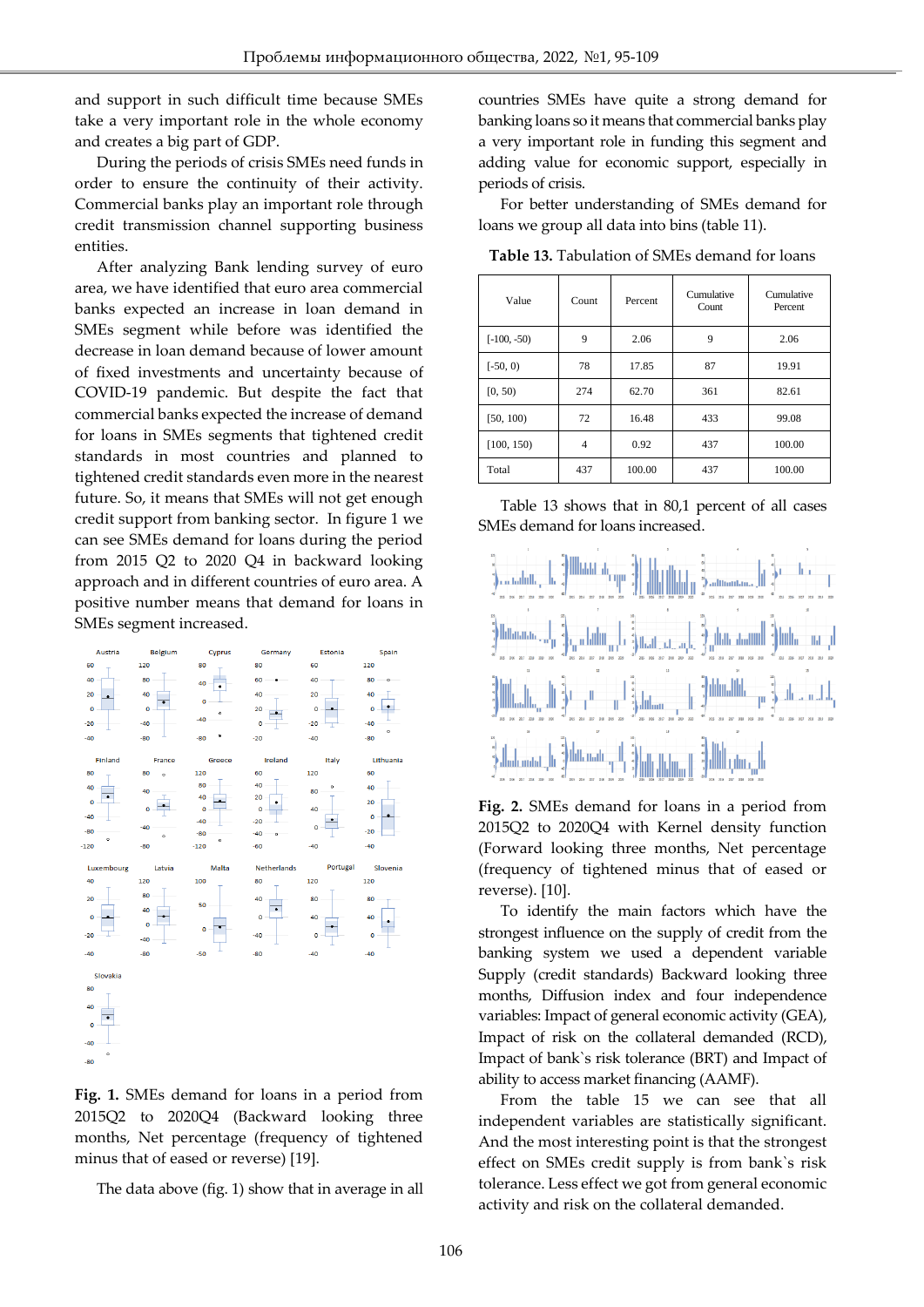and support in such difficult time because SMEs take a very important role in the whole economy and creates a big part of GDP.

During the periods of crisis SMEs need funds in order to ensure the continuity of their activity. Commercial banks play an important role through credit transmission channel supporting business entities.

After analyzing Bank lending survey of euro area, we have identified that euro area commercial banks expected an increase in loan demand in SMEs segment while before was identified the decrease in loan demand because of lower amount of fixed investments and uncertainty because of COVID-19 pandemic. But despite the fact that commercial banks expected the increase of demand for loans in SMEs segments that tightened credit standards in most countries and planned to tightened credit standards even more in the nearest future. So, it means that SMEs will not get enough credit support from banking sector. In figure 1 we can see SMEs demand for loans during the period from 2015 Q2 to 2020 Q4 in backward looking approach and in different countries of euro area. A positive number means that demand for loans in SMEs segment increased.

**Fig. 1.** SMEs demand for loans in a period from 2015Q2 to 2020Q4 (Backward looking three months, Net percentage (frequency of tightened minus that of eased or reverse) [19].

The data above (fig. 1) show that in average in all countries SMEs have quite a strong demand for banking loans so it means that commercial banks play a very important role in funding this segment and adding value for economic support, especially in periods of crisis.

For better understanding of SMEs demand for loans we group all data into bins (table 11).

**Table 13.** Tabulation of SMEs demand for loans

| Value | Count | Percent | Cumulative Count | Cumulative Percent |
|---|---|---|---|---|
| [-100, -50) | 9 | 2.06 | 9 | 2.06 |
| [-50, 0) | 78 | 17.85 | 87 | 19.91 |
| [0, 50) | 274 | 62.70 | 361 | 82.61 |
| [50, 100) | 72 | 16.48 | 433 | 99.08 |
| [100, 150) | 4 | 0.92 | 437 | 100.00 |
| Total | 437 | 100.00 | 437 | 100.00 |

Table 13 shows that in 80,1 percent of all cases SMEs demand for loans increased.

**Fig. 2.** SMEs demand for loans in a period from 2015Q2 to 2020Q4 with Kernel density function (Forward looking three months, Net percentage (frequency of tightened minus that of eased or reverse). [10].

To identify the main factors which have the strongest influence on the supply of credit from the banking system we used a dependent variable Supply (credit standards) Backward looking three months, Diffusion index and four independence variables: Impact of general economic activity (GEA), Impact of risk on the collateral demanded (RCD), Impact of bank`s risk tolerance (BRT) and Impact of ability to access market financing (AAMF).

From the table 15 we can see that all independent variables are statistically significant. And the most interesting point is that the strongest effect on SMEs credit supply is from bank`s risk tolerance. Less effect we got from general economic activity and risk on the collateral demanded.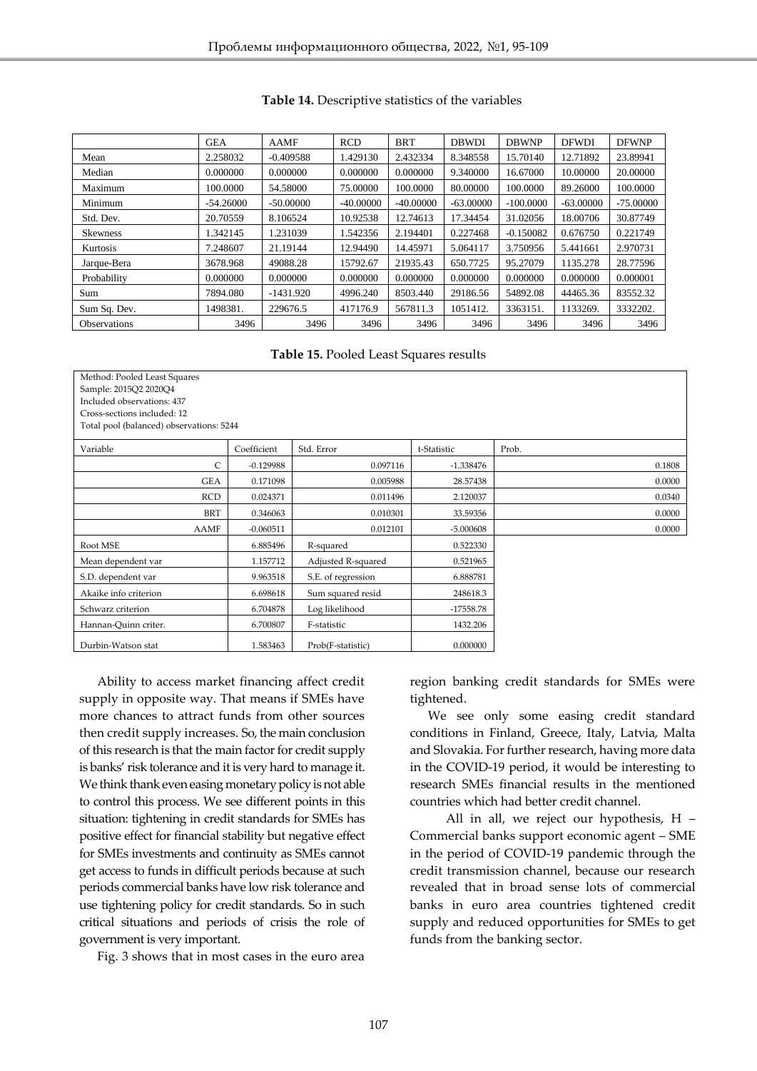**Table 14.** Descriptive statistics of the variables

| | GEA | AAMF | RCD | BRT | DBWDI | DBWNP | DFWDI | DFWNP |
|---|---|---|---|---|---|---|---|---|
| Mean | 2.258032 | -0.409588 | 1.429130 | 2.432334 | 8.348558 | 15.70140 | 12.71892 | 23.89941 |
| Median | 0.000000 | 0.000000 | 0.000000 | 0.000000 | 9.340000 | 16.67000 | 10.00000 | 20.00000 |
| Maximum | 100.0000 | 54.58000 | 75.00000 | 100.0000 | 80.00000 | 100.0000 | 89.26000 | 100.0000 |
| Minimum | -54.26000 | -50.00000 | -40.00000 | -40.00000 | -63.00000 | -100.0000 | -63.00000 | -75.00000 |
| Std. Dev. | 20.70559 | 8.106524 | 10.92538 | 12.74613 | 17.34454 | 31.02056 | 18.00706 | 30.87749 |
| Skewness | 1.342145 | 1.231039 | 1.542356 | 2.194401 | 0.227468 | -0.150082 | 0.676750 | 0.221749 |
| Kurtosis | 7.248607 | 21.19144 | 12.94490 | 14.45971 | 5.064117 | 3.750956 | 5.441661 | 2.970731 |
| Jarque-Bera | 3678.968 | 49088.28 | 15792.67 | 21935.43 | 650.7725 | 95.27079 | 1135.278 | 28.77596 |
| Probability | 0.000000 | 0.000000 | 0.000000 | 0.000000 | 0.000000 | 0.000000 | 0.000000 | 0.000001 |
| Sum | 7894.080 | -1431.920 | 4996.240 | 8503.440 | 29186.56 | 54892.08 | 44465.36 | 83552.32 |
| Sum Sq. Dev. | 1498381. | 229676.5 | 417176.9 | 567811.3 | 1051412. | 3363151. | 1133269. | 3332202. |
| Observations | 3496 | 3496 | 3496 | 3496 | 3496 | 3496 | 3496 | 3496 |

**Table 15.** Pooled Least Squares results

Method: Pooled Least Squares
Sample: 2015Q2 2020Q4
Included observations: 437
Cross-sections included: 12
Total pool (balanced) observations: 5244

| Variable | Coefficient | Std. Error | t-Statistic | Prob. |
|---|---|---|---|---|
| C | -0.129988 | 0.097116 | -1.338476 | 0.1808 |
| GEA | 0.171098 | 0.005988 | 28.57438 | 0.0000 |
| RCD | 0.024371 | 0.011496 | 2.120037 | 0.0340 |
| BRT | 0.346063 | 0.010301 | 33.59356 | 0.0000 |
| AAMF | -0.060511 | 0.012101 | -5.000608 | 0.0000 |
| Root MSE | 6.885496 | R-squared | 0.522330 | |
| Mean dependent var | 1.157712 | Adjusted R-squared | 0.521965 | |
| S.D. dependent var | 9.963518 | S.E. of regression | 6.888781 | |
| Akaike info criterion | 6.698618 | Sum squared resid | 248618.3 | |
| Schwarz criterion | 6.704878 | Log likelihood | -17558.78 | |
| Hannan-Quinn criter. | 6.700807 | F-statistic | 1432.206 | |
| Durbin-Watson stat | 1.583463 | Prob(F-statistic) | 0.000000 | |

Ability to access market financing affect credit supply in opposite way. That means if SMEs have more chances to attract funds from other sources then credit supply increases. So, the main conclusion of this research is that the main factor for credit supply is banks' risk tolerance and it is very hard to manage it. We think thank even easing monetary policy is not able to control this process. We see different points in this situation: tightening in credit standards for SMEs has positive effect for financial stability but negative effect for SMEs investments and continuity as SMEs cannot get access to funds in difficult periods because at such periods commercial banks have low risk tolerance and use tightening policy for credit standards. So in such critical situations and periods of crisis the role of government is very important.

Fig. 3 shows that in most cases in the euro area region banking credit standards for SMEs were tightened.

We see only some easing credit standard conditions in Finland, Greece, Italy, Latvia, Malta and Slovakia. For further research, having more data in the COVID-19 period, it would be interesting to research SMEs financial results in the mentioned countries which had better credit channel.

All in all, we reject our hypothesis, H – Commercial banks support economic agent – SME in the period of COVID-19 pandemic through the credit transmission channel, because our research revealed that in broad sense lots of commercial banks in euro area countries tightened credit supply and reduced opportunities for SMEs to get funds from the banking sector.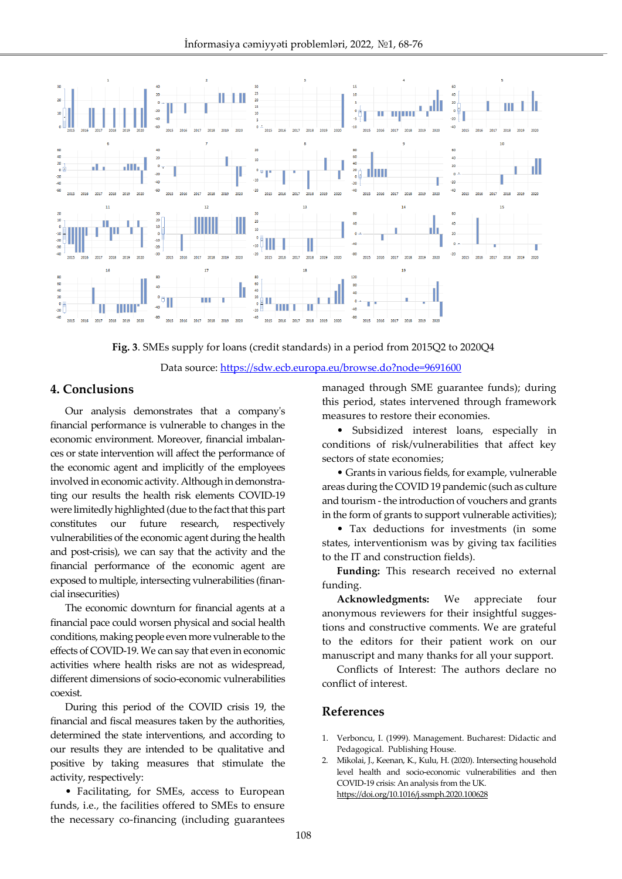**Fig. 3**. SMEs supply for loans (credit standards) in a period from 2015Q2 to 2020Q4

Data source: https://sdw.ecb.europa.eu/browse.do?node=9691600

## 4. Conclusions

Our analysis demonstrates that a company's financial performance is vulnerable to changes in the economic environment. Moreover, financial imbalances or state intervention will affect the performance of the economic agent and implicitly of the employees involved in economic activity. Although in demonstrating our results the health risk elements COVID-19 were limitedly highlighted (due to the fact that this part constitutes our future research, respectively vulnerabilities of the economic agent during the health and post-crisis), we can say that the activity and the financial performance of the economic agent are exposed to multiple, intersecting vulnerabilities (financial insecurities)

The economic downturn for financial agents at a financial pace could worsen physical and social health conditions, making people even more vulnerable to the effects of COVID-19. We can say that even in economic activities where health risks are not as widespread, different dimensions of socio-economic vulnerabilities coexist.

During this period of the COVID crisis 19, the financial and fiscal measures taken by the authorities, determined the state interventions, and according to our results they are intended to be qualitative and positive by taking measures that stimulate the activity, respectively:

- Facilitating, for SMEs, access to European funds, i.e., the facilities offered to SMEs to ensure the necessary co-financing (including guarantees managed through SME guarantee funds); during this period, states intervened through framework measures to restore their economies.
- Subsidized interest loans, especially in conditions of risk/vulnerabilities that affect key sectors of state economies;
- Grants in various fields, for example, vulnerable areas during the COVID 19 pandemic (such as culture and tourism - the introduction of vouchers and grants in the form of grants to support vulnerable activities);
- Tax deductions for investments (in some states, interventionism was by giving tax facilities to the IT and construction fields).

**Funding:** This research received no external funding.

**Acknowledgments:** We appreciate four anonymous reviewers for their insightful suggestions and constructive comments. We are grateful to the editors for their patient work on our manuscript and many thanks for all your support.

Conflicts of Interest: The authors declare no conflict of interest.

## References

1. Verboncu, I. (1999). Management. Bucharest: Didactic and Pedagogical. Publishing House.
2. Mikolai, J., Keenan, K., Kulu, H. (2020). Intersecting household level health and socio-economic vulnerabilities and then COVID-19 crisis: An analysis from the UK. https://doi.org/10.1016/j.ssmph.2020.100628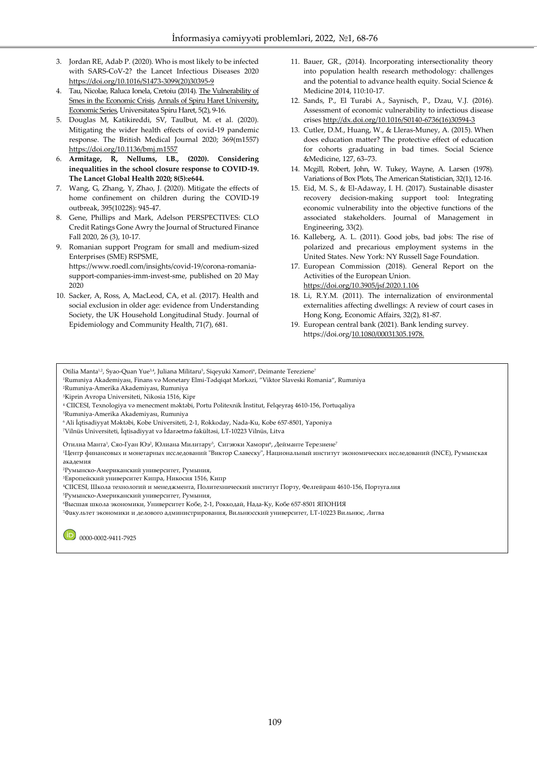3. Jordan RE, Adab P. (2020). Who is most likely to be infected with SARS-CoV-2? the Lancet Infectious Diseases 2020 https://doi.org/10.1016/S1473-3099(20)30395-9
4. Tau, Nicolae, Raluca Ionela, Cretoiu (2014). The Vulnerability of Smes in the Economic Crisis, Annals of Spiru Haret University, Economic Series, Universitatea Spiru Haret, 5(2), 9-16.
5. Douglas M, Katikireddi, SV, Taulbut, M. et al. (2020). Mitigating the wider health effects of covid-19 pandemic response. The British Medical Journal 2020; 369(m1557) https://doi.org/10.1136/bmj.m1557
6. **Armitage, R, Nellums, LB., (2020). Considering inequalities in the school closure response to COVID-19. The Lancet Global Health 2020; 8(5):e644.**
7. Wang, G, Zhang, Y, Zhao, J. (2020). Mitigate the effects of home confinement on children during the COVID-19 outbreak, 395(10228): 945-47.
8. Gene, Phillips and Mark, Adelson PERSPECTIVES: CLO Credit Ratings Gone Awry the Journal of Structured Finance Fall 2020, 26 (3), 10-17.
9. Romanian support Program for small and medium-sized Enterprises (SME) RSPSME, https://www.roedl.com/insights/covid-19/corona-romania-support-companies-imm-invest-sme, published on 20 May 2020
10. Sacker, A, Ross, A, MacLeod, CA, et al. (2017). Health and social exclusion in older age: evidence from Understanding Society, the UK Household Longitudinal Study. Journal of Epidemiology and Community Health, 71(7), 681.
11. Bauer, GR., (2014). Incorporating intersectionality theory into population health research methodology: challenges and the potential to advance health equity. Social Science & Medicine 2014, 110:10-17.
12. Sands, P., El Turabi A., Saynisch, P., Dzau, V.J. (2016). Assessment of economic vulnerability to infectious disease crises http://dx.doi.org/10.1016/S0140-6736(16)30594-3
13. Cutler, D.M., Huang, W., & Lleras-Muney, A. (2015). When does education matter? The protective effect of education for cohorts graduating in bad times. Social Science &Medicine, 127, 63–73.
14. Mcgill, Robert, John, W. Tukey, Wayne, A. Larsen (1978). Variations of Box Plots, The American Statistician, 32(1), 12-16.
15. Eid, M. S., & El-Adaway, I. H. (2017). Sustainable disaster recovery decision-making support tool: Integrating economic vulnerability into the objective functions of the associated stakeholders. Journal of Management in Engineering, 33(2).
16. Kalleberg, A. L. (2011). Good jobs, bad jobs: The rise of polarized and precarious employment systems in the United States. New York: NY Russell Sage Foundation.
17. European Commission (2018). General Report on the Activities of the European Union. https://doi.org/10.3905/jsf.2020.1.106
18. Li, R.Y.M. (2011). The internalization of environmental externalities affecting dwellings: A review of court cases in Hong Kong, Economic Affairs, 32(2), 81-87.
19. European central bank (2021). Bank lending survey. https://doi.org/10.1080/00031305.1978.

Otilia Manta[1,2], Syao-Quan Yue[3,4], Juliana Militaru[5], Siqeyuki Xamori[6], Deimante Tereziene[7]

[1]Rumıniya Akademiyası, Finans və Monetary Elmi-Tədqiqat Mərkəzi, "Viktor Slaveski Romania", Rumıniya

[2]Rumıniya-Amerika Akademiyası, Rumıniya

[3]Kiprin Avropa Universiteti, Nikosia 1516, Kipr

[4] CIICESI, Texnologiya və menecment məktəbi, Portu Politexnik İnstitut, Felqeyraş 4610-156, Portuqaliya

[5]Rumıniya-Amerika Akademiyası, Rumıniya

[6] Ali İqtisadiyyat Məktəbi, Kobe Universiteti, 2-1, Rokkoday, Nada-Ku, Kobe 657-8501, Yaponiya

[7]Vilnüs Universiteti, İqtisadiyyat və İdarəetmə fakültəsi, LT-10223 Vilnüs, Litva

Отилиа Манта[1], Сяо-Гуан Юэ[2], Юлиана Милитару[5], Сигэюки Хамори[6], Дейманте Терезиене[7]

[1]Центр финансовых и монетарных исследований "Виктор Славеску", Национальный институт экономических исследований (INCE), Румынская академия

[2]Румынско-Американский университет, Румыния,

[3]Европейский университет Кипра, Никосия 1516, Кипр

[4]CIICESI, Школа технологий и менеджмента, Политехнический институт Порту, Фелгейраш 4610-156, Португалия

[5]Румынско-Американский университет, Румыния,

[6]Высшая школа экономики, Университет Кобе, 2-1, Роккодай, Нада-Ку, Кобе 657-8501 ЯПОНИЯ

[7]Факультет экономики и делового администрирования, Вильнюсский университет, LT-10223 Вильнюс, Литва

iD 0000-0002-9411-7925